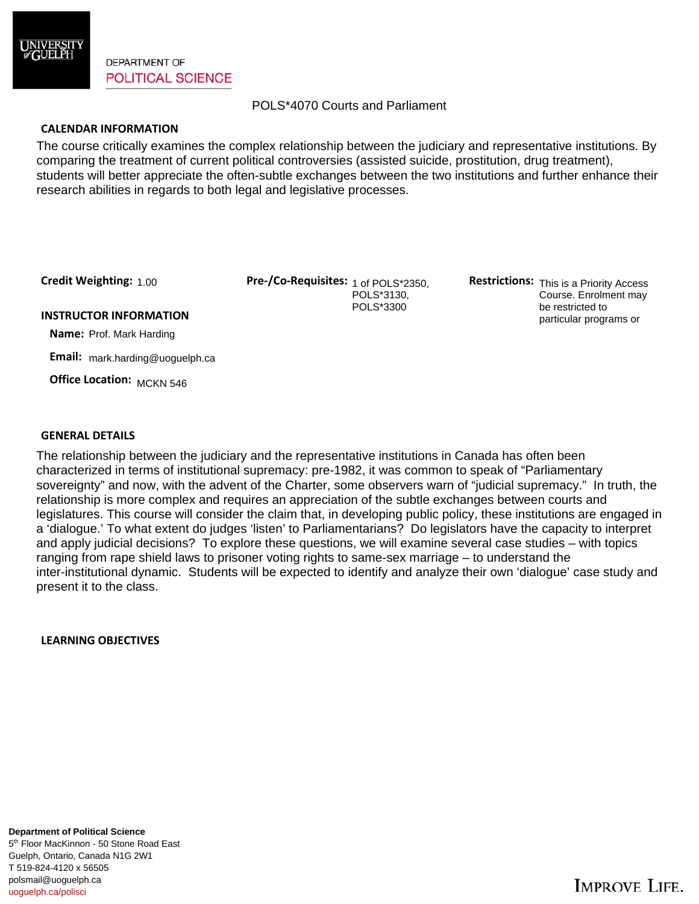DEPARTMENT OF
POLITICAL SCIENCE

# POLS*4070 Courts and Parliament

## CALENDAR INFORMATION

The course critically examines the complex relationship between the judiciary and representative institutions. By comparing the treatment of current political controversies (assisted suicide, prostitution, drug treatment), students will better appreciate the often-subtle exchanges between the two institutions and further enhance their research abilities in regards to both legal and legislative processes.

**Credit Weighting:** 1.00

**Pre-/Co-Requisites:** 1 of POLS*2350, POLS*3130, POLS*3300

**Restrictions:** This is a Priority Access Course. Enrolment may be restricted to particular programs or

## INSTRUCTOR INFORMATION

**Name:** Prof. Mark Harding

**Email:** mark.harding@uoguelph.ca

**Office Location:** MCKN 546

## GENERAL DETAILS

The relationship between the judiciary and the representative institutions in Canada has often been characterized in terms of institutional supremacy: pre-1982, it was common to speak of "Parliamentary sovereignty" and now, with the advent of the Charter, some observers warn of "judicial supremacy." In truth, the relationship is more complex and requires an appreciation of the subtle exchanges between courts and legislatures. This course will consider the claim that, in developing public policy, these institutions are engaged in a 'dialogue.' To what extent do judges 'listen' to Parliamentarians? Do legislators have the capacity to interpret and apply judicial decisions? To explore these questions, we will examine several case studies – with topics ranging from rape shield laws to prisoner voting rights to same-sex marriage – to understand the inter-institutional dynamic. Students will be expected to identify and analyze their own 'dialogue' case study and present it to the class.

## LEARNING OBJECTIVES

**Department of Political Science**
5th Floor MacKinnon - 50 Stone Road East
Guelph, Ontario, Canada N1G 2W1
T 519-824-4120 x 56505
polsmail@uoguelph.ca
uoguelph.ca/polisci

IMPROVE LIFE.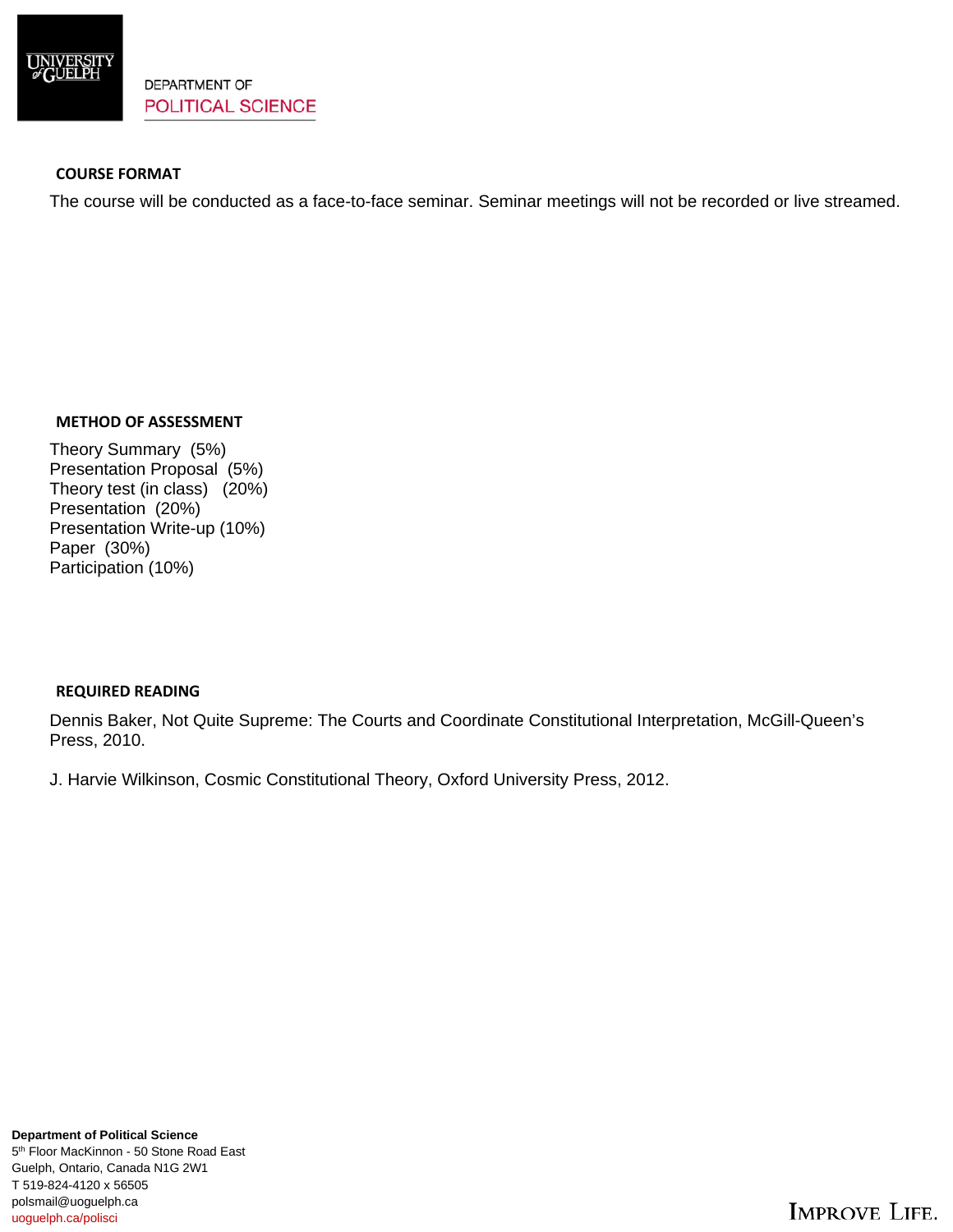## COURSE FORMAT

The course will be conducted as a face-to-face seminar. Seminar meetings will not be recorded or live streamed.

## METHOD OF ASSESSMENT

Theory Summary (5%)
Presentation Proposal (5%)
Theory test (in class) (20%)
Presentation (20%)
Presentation Write-up (10%)
Paper (30%)
Participation (10%)

## REQUIRED READING

Dennis Baker, Not Quite Supreme: The Courts and Coordinate Constitutional Interpretation, McGill-Queen's Press, 2010.

J. Harvie Wilkinson, Cosmic Constitutional Theory, Oxford University Press, 2012.